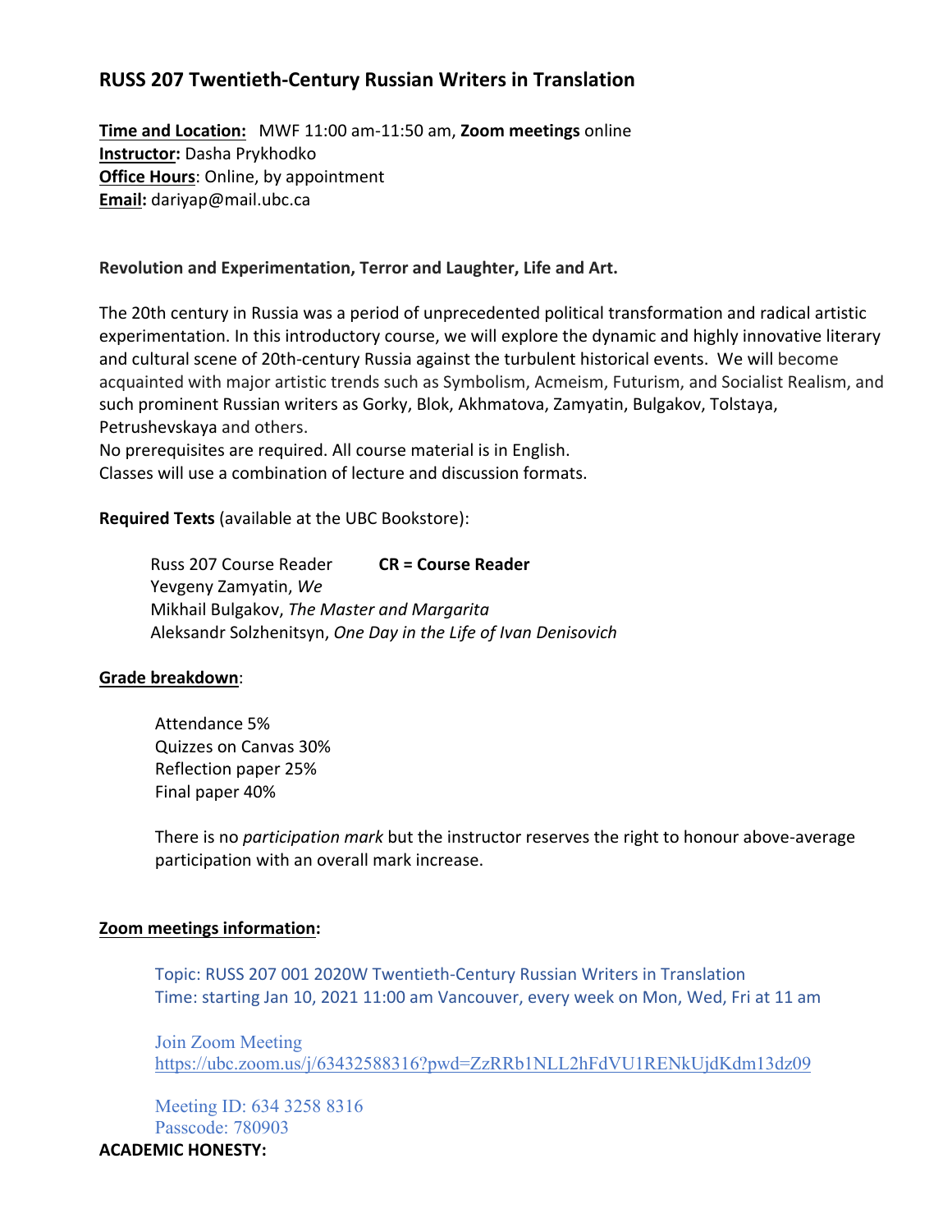# RUSS 207 Twentieth-Century Russian Writers in Translation

**Time and Location:** MWF 11:00 am-11:50 am, **Zoom meetings** online
**Instructor:** Dasha Prykhodko
**Office Hours**: Online, by appointment
**Email:** dariyap@mail.ubc.ca

**Revolution and Experimentation, Terror and Laughter, Life and Art.**

The 20th century in Russia was a period of unprecedented political transformation and radical artistic experimentation. In this introductory course, we will explore the dynamic and highly innovative literary and cultural scene of 20th-century Russia against the turbulent historical events. We will become acquainted with major artistic trends such as Symbolism, Acmeism, Futurism, and Socialist Realism, and such prominent Russian writers as Gorky, Blok, Akhmatova, Zamyatin, Bulgakov, Tolstaya, Petrushevskaya and others.
No prerequisites are required. All course material is in English.
Classes will use a combination of lecture and discussion formats.

**Required Texts** (available at the UBC Bookstore):

Russ 207 Course Reader **CR = Course Reader**
Yevgeny Zamyatin, *We*
Mikhail Bulgakov, *The Master and Margarita*
Aleksandr Solzhenitsyn, *One Day in the Life of Ivan Denisovich*

**Grade breakdown**:

Attendance 5%
Quizzes on Canvas 30%
Reflection paper 25%
Final paper 40%

There is no *participation mark* but the instructor reserves the right to honour above-average participation with an overall mark increase.

**Zoom meetings information:**

Topic: RUSS 207 001 2020W Twentieth-Century Russian Writers in Translation
Time: starting Jan 10, 2021 11:00 am Vancouver, every week on Mon, Wed, Fri at 11 am

Join Zoom Meeting
https://ubc.zoom.us/j/63432588316?pwd=ZzRRb1NLL2hFdVU1RENkUjdKdm13dz09

Meeting ID: 634 3258 8316
Passcode: 780903

**ACADEMIC HONESTY:**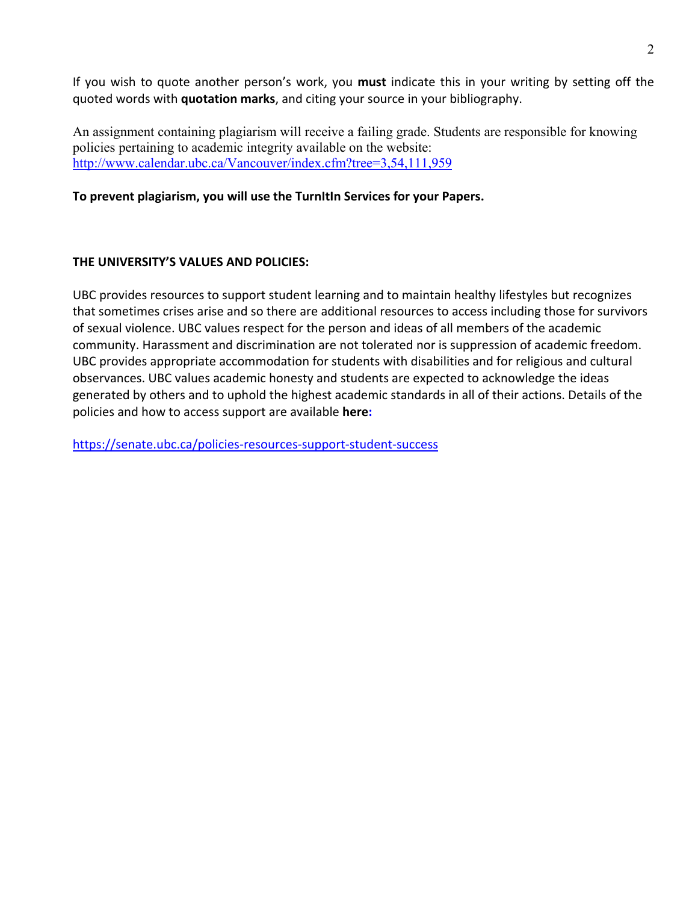If you wish to quote another person's work, you **must** indicate this in your writing by setting off the quoted words with **quotation marks**, and citing your source in your bibliography.

An assignment containing plagiarism will receive a failing grade. Students are responsible for knowing policies pertaining to academic integrity available on the website: http://www.calendar.ubc.ca/Vancouver/index.cfm?tree=3,54,111,959

**To prevent plagiarism, you will use the TurnItIn Services for your Papers.**

**THE UNIVERSITY'S VALUES AND POLICIES:**

UBC provides resources to support student learning and to maintain healthy lifestyles but recognizes that sometimes crises arise and so there are additional resources to access including those for survivors of sexual violence. UBC values respect for the person and ideas of all members of the academic community. Harassment and discrimination are not tolerated nor is suppression of academic freedom. UBC provides appropriate accommodation for students with disabilities and for religious and cultural observances. UBC values academic honesty and students are expected to acknowledge the ideas generated by others and to uphold the highest academic standards in all of their actions. Details of the policies and how to access support are available **here:**

https://senate.ubc.ca/policies-resources-support-student-success